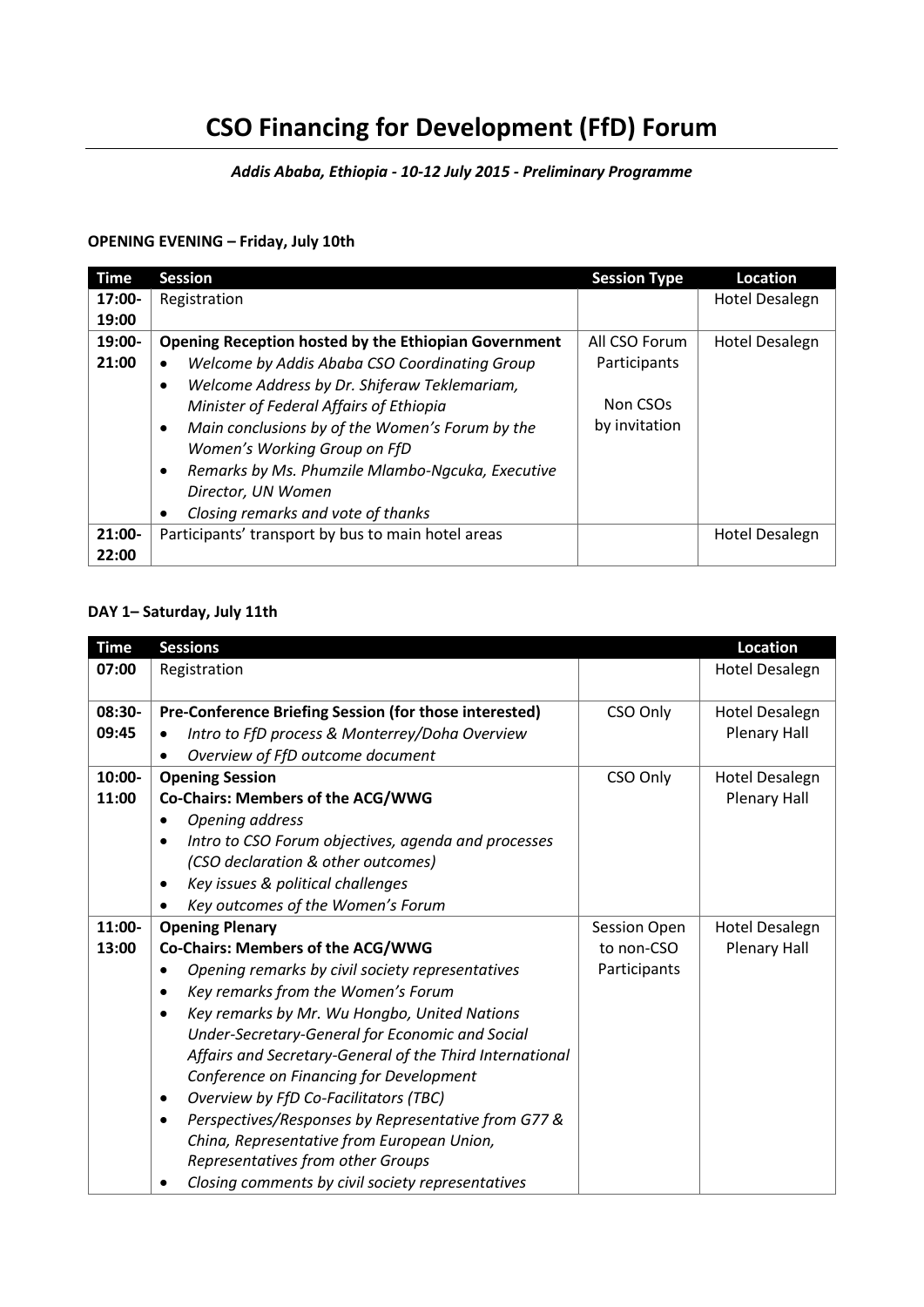# CSO Financing for Development (FfD) Forum

***Addis Ababa, Ethiopia - 10-12 July 2015 - Preliminary Programme***

**OPENING EVENING – Friday, July 10th**

| Time | Session | Session Type | Location |
|---|---|---|---|
| **17:00-19:00** | Registration | | Hotel Desalegn |
| **19:00-21:00** | **Opening Reception hosted by the Ethiopian Government**<br>• *Welcome by Addis Ababa CSO Coordinating Group*<br>• *Welcome Address by Dr. Shiferaw Teklemariam, Minister of Federal Affairs of Ethiopia*<br>• *Main conclusions by of the Women's Forum by the Women's Working Group on FfD*<br>• *Remarks by Ms. Phumzile Mlambo-Ngcuka, Executive Director, UN Women*<br>• *Closing remarks and vote of thanks* | All CSO Forum Participants<br><br>Non CSOs by invitation | Hotel Desalegn |
| **21:00-22:00** | Participants' transport by bus to main hotel areas | | Hotel Desalegn |

**DAY 1– Saturday, July 11th**

| Time | Sessions | | Location |
|---|---|---|---|
| **07:00** | Registration | | Hotel Desalegn |
| **08:30-09:45** | **Pre-Conference Briefing Session (for those interested)**<br>• *Intro to FfD process & Monterrey/Doha Overview*<br>• *Overview of FfD outcome document* | CSO Only | Hotel Desalegn Plenary Hall |
| **10:00-11:00** | **Opening Session**<br>**Co-Chairs: Members of the ACG/WWG**<br>• *Opening address*<br>• *Intro to CSO Forum objectives, agenda and processes (CSO declaration & other outcomes)*<br>• *Key issues & political challenges*<br>• *Key outcomes of the Women's Forum* | CSO Only | Hotel Desalegn Plenary Hall |
| **11:00-13:00** | **Opening Plenary**<br>**Co-Chairs: Members of the ACG/WWG**<br>• *Opening remarks by civil society representatives*<br>• *Key remarks from the Women's Forum*<br>• *Key remarks by Mr. Wu Hongbo, United Nations Under-Secretary-General for Economic and Social Affairs and Secretary-General of the Third International Conference on Financing for Development*<br>• *Overview by FfD Co-Facilitators (TBC)*<br>• *Perspectives/Responses by Representative from G77 & China, Representative from European Union, Representatives from other Groups*<br>• *Closing comments by civil society representatives* | Session Open to non-CSO Participants | Hotel Desalegn Plenary Hall |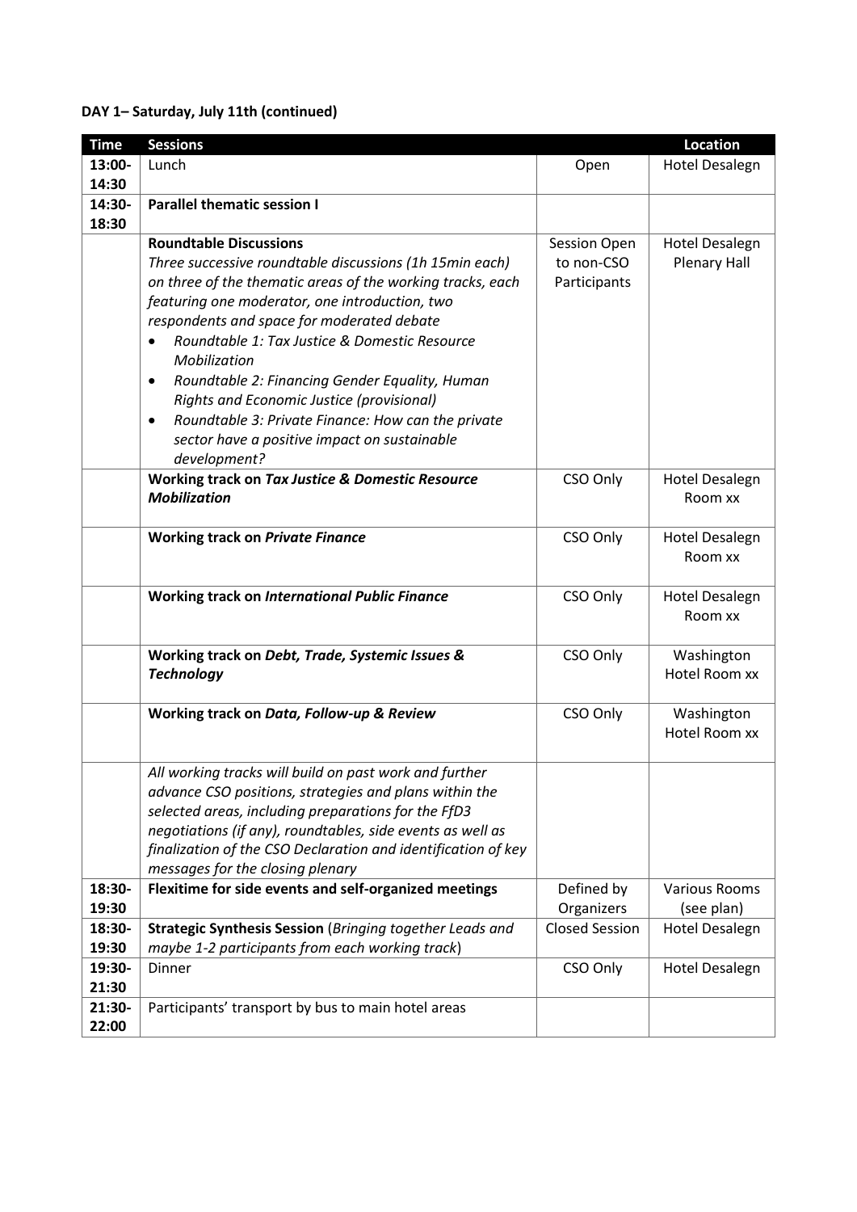**DAY 1– Saturday, July 11th (continued)**

| Time | Sessions | | Location |
|---|---|---|---|
| 13:00-14:30 | Lunch | Open | Hotel Desalegn |
| 14:30-18:30 | **Parallel thematic session I** | | |
| | **Roundtable Discussions**<br>*Three successive roundtable discussions (1h 15min each) on three of the thematic areas of the working tracks, each featuring one moderator, one introduction, two respondents and space for moderated debate*<br>• *Roundtable 1: Tax Justice & Domestic Resource Mobilization*<br>• *Roundtable 2: Financing Gender Equality, Human Rights and Economic Justice (provisional)*<br>• *Roundtable 3: Private Finance: How can the private sector have a positive impact on sustainable development?* | Session Open to non-CSO Participants | Hotel Desalegn Plenary Hall |
| | **Working track on *Tax Justice & Domestic Resource Mobilization*** | CSO Only | Hotel Desalegn Room xx |
| | **Working track on *Private Finance*** | CSO Only | Hotel Desalegn Room xx |
| | **Working track on *International Public Finance*** | CSO Only | Hotel Desalegn Room xx |
| | **Working track on *Debt, Trade, Systemic Issues & Technology*** | CSO Only | Washington Hotel Room xx |
| | **Working track on *Data, Follow-up & Review*** | CSO Only | Washington Hotel Room xx |
| | *All working tracks will build on past work and further advance CSO positions, strategies and plans within the selected areas, including preparations for the FfD3 negotiations (if any), roundtables, side events as well as finalization of the CSO Declaration and identification of key messages for the closing plenary* | | |
| 18:30-19:30 | **Flexitime for side events and self-organized meetings** | Defined by Organizers | Various Rooms (see plan) |
| 18:30-19:30 | **Strategic Synthesis Session** (*Bringing together Leads and maybe 1-2 participants from each working track*) | Closed Session | Hotel Desalegn |
| 19:30-21:30 | Dinner | CSO Only | Hotel Desalegn |
| 21:30-22:00 | Participants' transport by bus to main hotel areas | | |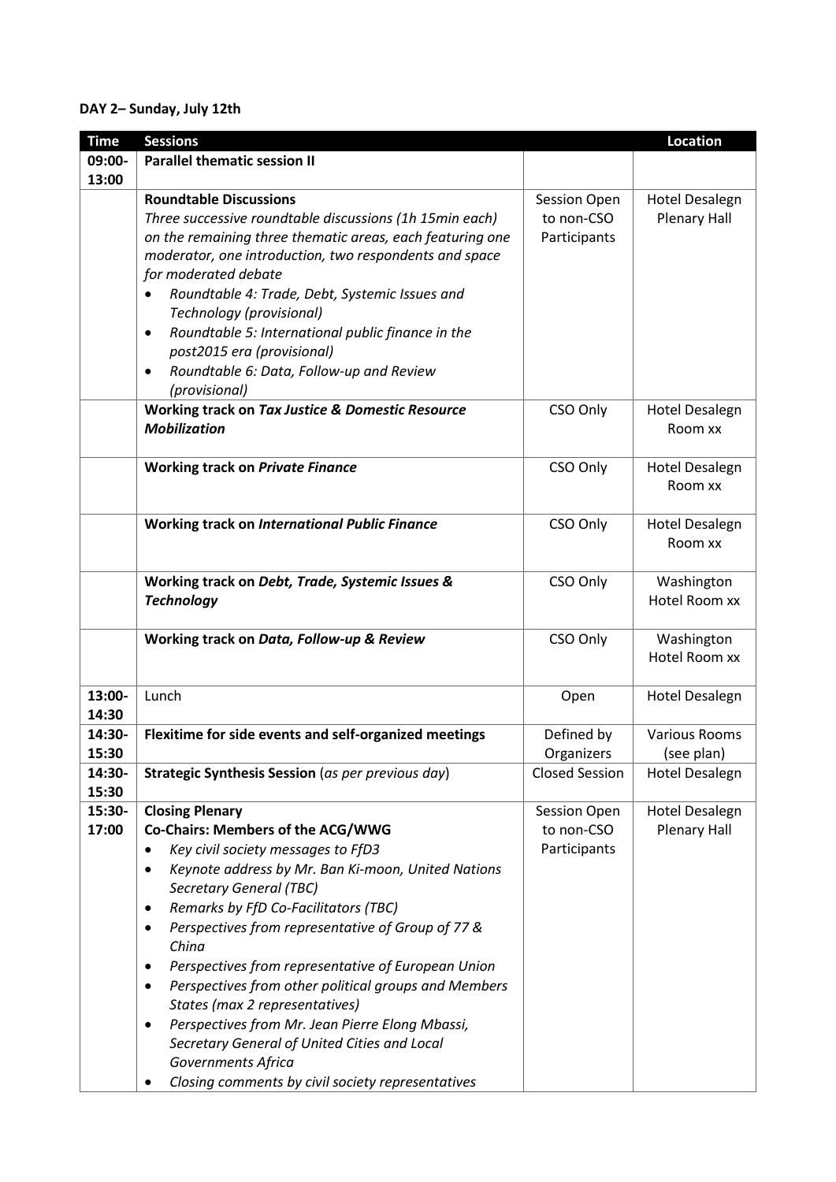**DAY 2– Sunday, July 12th**

| Time | Sessions | | Location |
|---|---|---|---|
| 09:00-13:00 | **Parallel thematic session II** | | |
| | **Roundtable Discussions**<br>*Three successive roundtable discussions (1h 15min each) on the remaining three thematic areas, each featuring one moderator, one introduction, two respondents and space for moderated debate*<br>• *Roundtable 4: Trade, Debt, Systemic Issues and Technology (provisional)*<br>• *Roundtable 5: International public finance in the post2015 era (provisional)*<br>• *Roundtable 6: Data, Follow-up and Review (provisional)* | Session Open to non-CSO Participants | Hotel Desalegn Plenary Hall |
| | **Working track on *Tax Justice & Domestic Resource Mobilization*** | CSO Only | Hotel Desalegn Room xx |
| | **Working track on *Private Finance*** | CSO Only | Hotel Desalegn Room xx |
| | **Working track on *International Public Finance*** | CSO Only | Hotel Desalegn Room xx |
| | **Working track on *Debt, Trade, Systemic Issues & Technology*** | CSO Only | Washington Hotel Room xx |
| | **Working track on *Data, Follow-up & Review*** | CSO Only | Washington Hotel Room xx |
| 13:00-14:30 | Lunch | Open | Hotel Desalegn |
| 14:30-15:30 | **Flexitime for side events and self-organized meetings** | Defined by Organizers | Various Rooms (see plan) |
| 14:30-15:30 | **Strategic Synthesis Session** (*as per previous day*) | Closed Session | Hotel Desalegn |
| 15:30-17:00 | **Closing Plenary**<br>**Co-Chairs: Members of the ACG/WWG**<br>• *Key civil society messages to FfD3*<br>• *Keynote address by Mr. Ban Ki-moon, United Nations Secretary General (TBC)*<br>• *Remarks by FfD Co-Facilitators (TBC)*<br>• *Perspectives from representative of Group of 77 & China*<br>• *Perspectives from representative of European Union*<br>• *Perspectives from other political groups and Members States (max 2 representatives)*<br>• *Perspectives from Mr. Jean Pierre Elong Mbassi, Secretary General of United Cities and Local Governments Africa*<br>• *Closing comments by civil society representatives* | Session Open to non-CSO Participants | Hotel Desalegn Plenary Hall |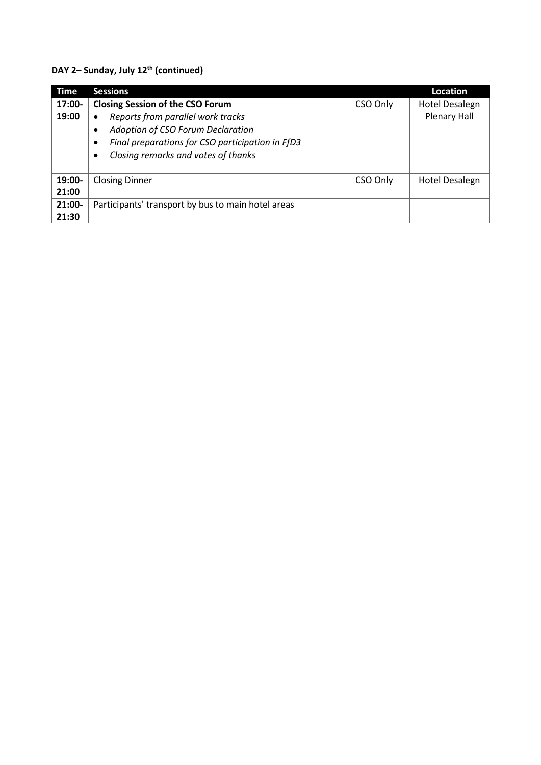### DAY 2– Sunday, July 12th (continued)

| Time | Sessions | | Location |
|---|---|---|---|
| 17:00-19:00 | **Closing Session of the CSO Forum**<br>• *Reports from parallel work tracks*<br>• *Adoption of CSO Forum Declaration*<br>• *Final preparations for CSO participation in FfD3*<br>• *Closing remarks and votes of thanks* | CSO Only | Hotel Desalegn Plenary Hall |
| 19:00-21:00 | Closing Dinner | CSO Only | Hotel Desalegn |
| 21:00-21:30 | Participants' transport by bus to main hotel areas | | |